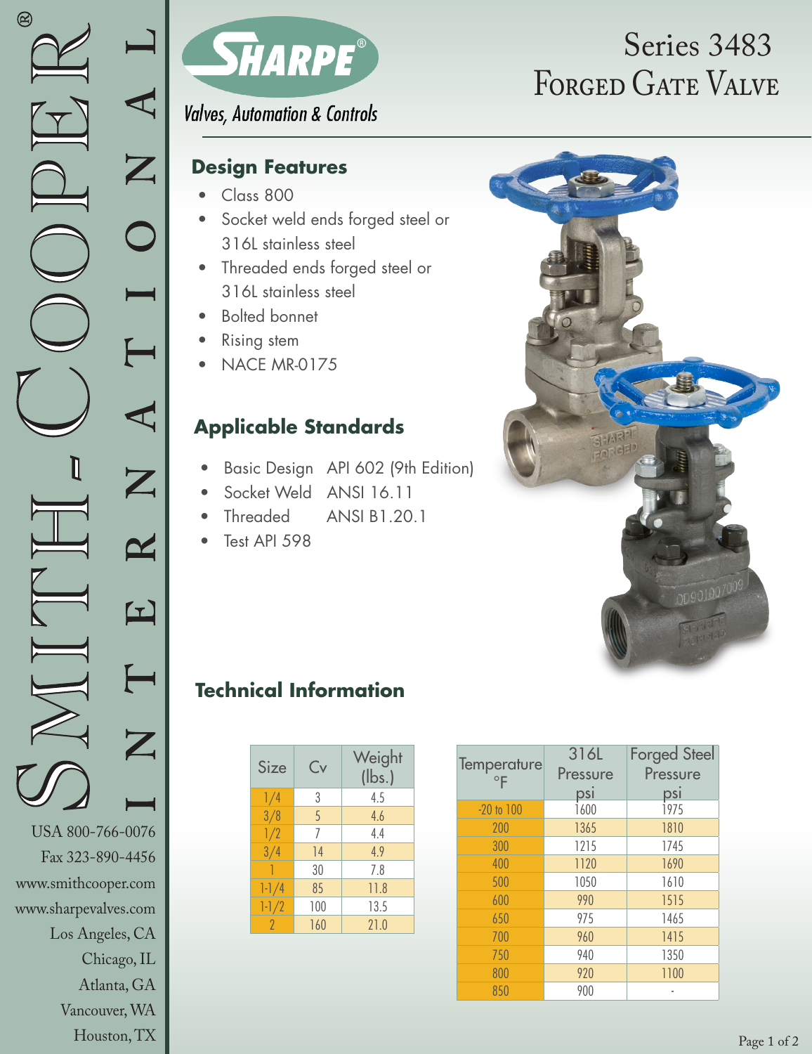# SMITH-COOPER® INTERNATIONAL

USA 800-766-0076
Fax 323-890-4456
www.smithcooper.com
www.sharpevalves.com
Los Angeles, CA
Chicago, IL
Atlanta, GA
Vancouver, WA
Houston, TX

SHARPE®
*Valves, Automation & Controls*

# Series 3483 Forged Gate Valve

## Design Features

- Class 800
- Socket weld ends forged steel or 316L stainless steel
- Threaded ends forged steel or 316L stainless steel
- Bolted bonnet
- Rising stem
- NACE MR-0175

## Applicable Standards

- Basic Design API 602 (9th Edition)
- Socket Weld ANSI 16.11
- Threaded ANSI B1.20.1
- Test API 598

## Technical Information

| Size | Cv | Weight (lbs.) |
|---|---|---|
| 1/4 | 3 | 4.5 |
| 3/8 | 5 | 4.6 |
| 1/2 | 7 | 4.4 |
| 3/4 | 14 | 4.9 |
| 1 | 30 | 7.8 |
| 1-1/4 | 85 | 11.8 |
| 1-1/2 | 100 | 13.5 |
| 2 | 160 | 21.0 |

| Temperature °F | 316L Pressure psi | Forged Steel Pressure psi |
|---|---|---|
| -20 to 100 | 1600 | 1975 |
| 200 | 1365 | 1810 |
| 300 | 1215 | 1745 |
| 400 | 1120 | 1690 |
| 500 | 1050 | 1610 |
| 600 | 990 | 1515 |
| 650 | 975 | 1465 |
| 700 | 960 | 1415 |
| 750 | 940 | 1350 |
| 800 | 920 | 1100 |
| 850 | 900 | - |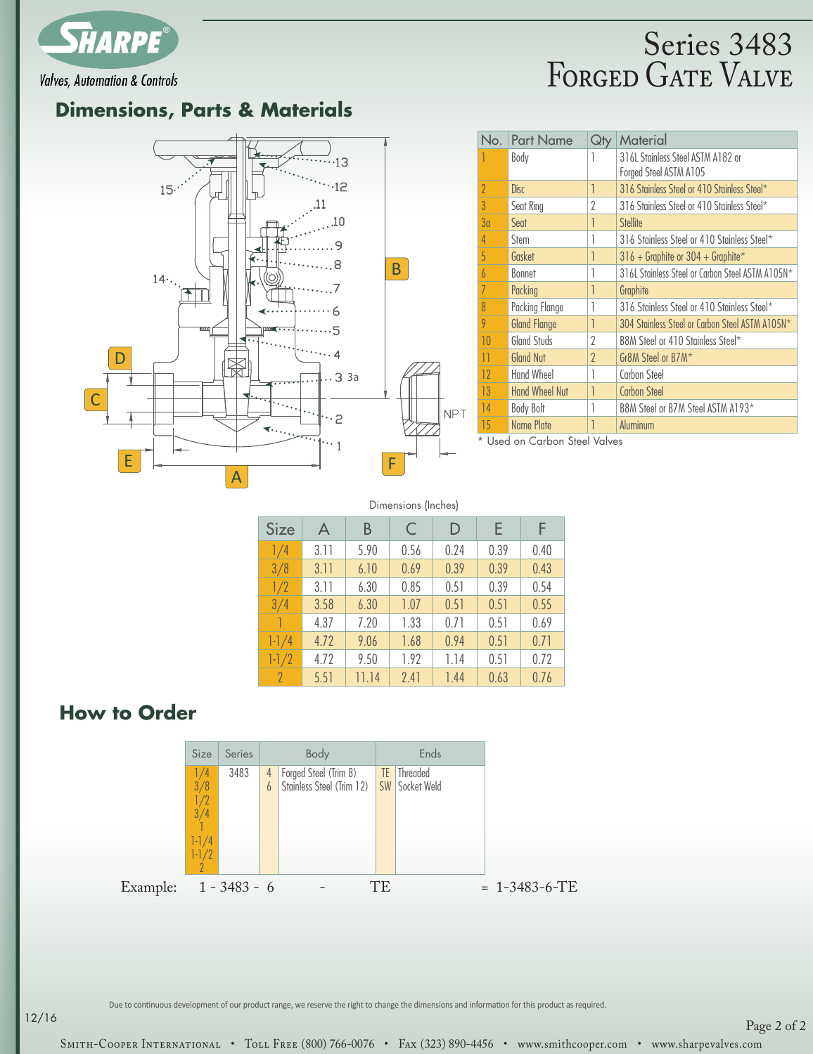# Series 3483 Forged Gate Valve

Valves, Automation & Controls

## Dimensions, Parts & Materials

| No. | Part Name | Qty | Material |
|---|---|---|---|
| 1 | Body | 1 | 316L Stainless Steel ASTM A182 or Forged Steel ASTM A105 |
| 2 | Disc | 1 | 316 Stainless Steel or 410 Stainless Steel* |
| 3 | Seat Ring | 2 | 316 Stainless Steel or 410 Stainless Steel* |
| 3a | Seat | 1 | Stellite |
| 4 | Stem | 1 | 316 Stainless Steel or 410 Stainless Steel* |
| 5 | Gasket | 1 | 316 + Graphite or 304 + Graphite* |
| 6 | Bonnet | 1 | 316L Stainless Steel or Carbon Steel ASTM A105N* |
| 7 | Packing | 1 | Graphite |
| 8 | Packing Flange | 1 | 316 Stainless Steel or 410 Stainless Steel* |
| 9 | Gland Flange | 1 | 304 Stainless Steel or Carbon Steel ASTM A105N* |
| 10 | Gland Studs | 2 | B8M Steel or 410 Stainless Steel* |
| 11 | Gland Nut | 2 | Gr8M Steel or B7M* |
| 12 | Hand Wheel | 1 | Carbon Steel |
| 13 | Hand Wheel Nut | 1 | Carbon Steel |
| 14 | Body Bolt | 1 | B8M Steel or B7M Steel ASTM A193* |
| 15 | Name Plate | 1 | Aluminum |

\* Used on Carbon Steel Valves

Dimensions (Inches)

| Size | A | B | C | D | E | F |
|---|---|---|---|---|---|---|
| 1/4 | 3.11 | 5.90 | 0.56 | 0.24 | 0.39 | 0.40 |
| 3/8 | 3.11 | 6.10 | 0.69 | 0.39 | 0.39 | 0.43 |
| 1/2 | 3.11 | 6.30 | 0.85 | 0.51 | 0.39 | 0.54 |
| 3/4 | 3.58 | 6.30 | 1.07 | 0.51 | 0.51 | 0.55 |
| 1 | 4.37 | 7.20 | 1.33 | 0.71 | 0.51 | 0.69 |
| 1-1/4 | 4.72 | 9.06 | 1.68 | 0.94 | 0.51 | 0.71 |
| 1-1/2 | 4.72 | 9.50 | 1.92 | 1.14 | 0.51 | 0.72 |
| 2 | 5.51 | 11.14 | 2.41 | 1.44 | 0.63 | 0.76 |

## How to Order

| Size | Series | Body | | Ends | |
|---|---|---|---|---|---|
| 1/4, 3/8, 1/2, 3/4, 1, 1-1/4, 1-1/2, 2 | 3483 | 4 | Forged Steel (Trim 8) | TE | Threaded |
| | | 6 | Stainless Steel (Trim 12) | SW | Socket Weld |

Example: 1 - 3483 - 6 - TE = 1-3483-6-TE

Due to continuous development of our product range, we reserve the right to change the dimensions and information for this product as required.

12/16

Smith-Cooper International • Toll Free (800) 766-0076 • Fax (323) 890-4456 • www.smithcooper.com • www.sharpevalves.com